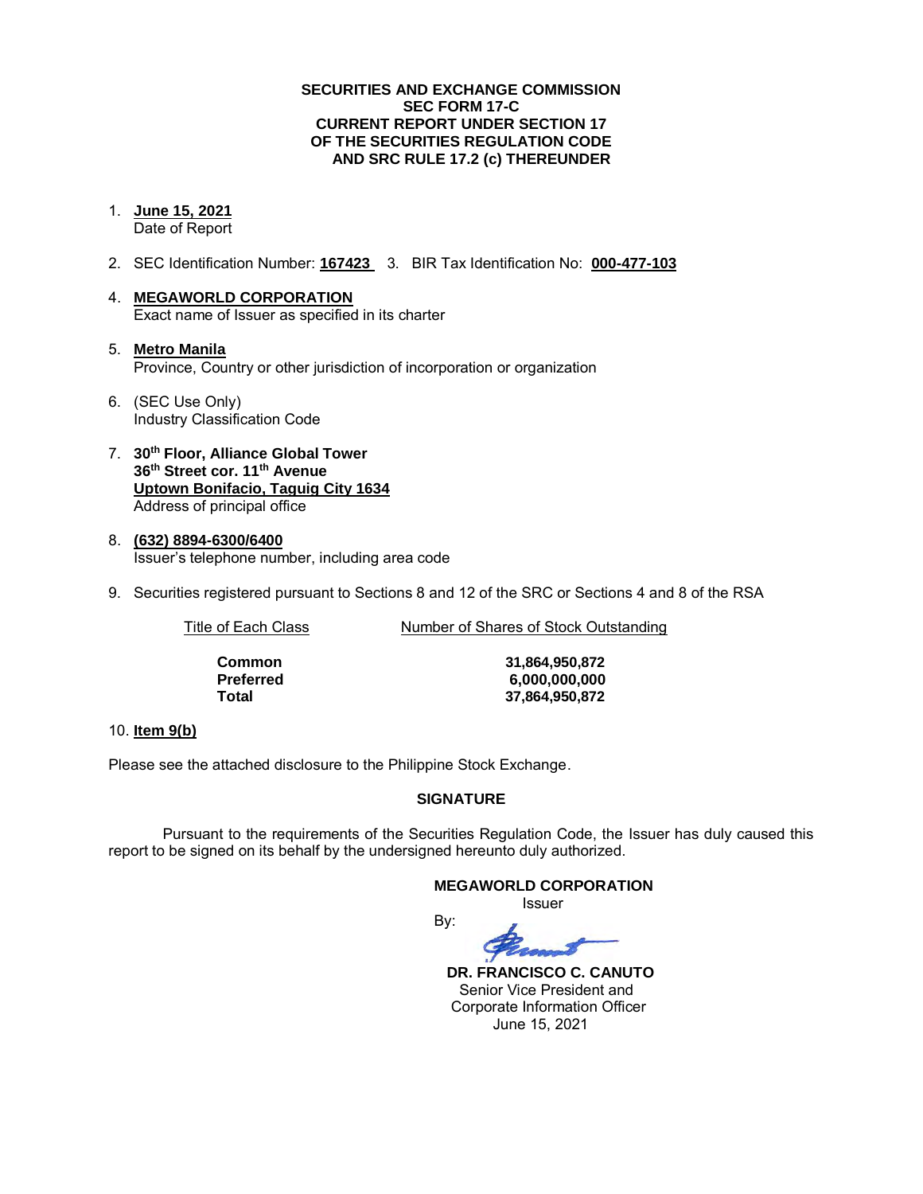**SECURITIES AND EXCHANGE COMMISSION**
**SEC FORM 17-C**
**CURRENT REPORT UNDER SECTION 17**
**OF THE SECURITIES REGULATION CODE**
**AND SRC RULE 17.2 (c) THEREUNDER**

1. **June 15, 2021**
   Date of Report

2. SEC Identification Number: **167423** 3. BIR Tax Identification No: **000-477-103**

4. **MEGAWORLD CORPORATION**
   Exact name of Issuer as specified in its charter

5. **Metro Manila**
   Province, Country or other jurisdiction of incorporation or organization

6. (SEC Use Only)
   Industry Classification Code

7. **30th Floor, Alliance Global Tower**
   **36th Street cor. 11th Avenue**
   **Uptown Bonifacio, Taguig City 1634**
   Address of principal office

8. **(632) 8894-6300/6400**
   Issuer's telephone number, including area code

9. Securities registered pursuant to Sections 8 and 12 of the SRC or Sections 4 and 8 of the RSA

| Title of Each Class | Number of Shares of Stock Outstanding |
|---|---|
| **Common** | **31,864,950,872** |
| **Preferred** | **6,000,000,000** |
| **Total** | **37,864,950,872** |

10. **Item 9(b)**

Please see the attached disclosure to the Philippine Stock Exchange.

**SIGNATURE**

Pursuant to the requirements of the Securities Regulation Code, the Issuer has duly caused this report to be signed on its behalf by the undersigned hereunto duly authorized.

**MEGAWORLD CORPORATION**
Issuer

By:

**DR. FRANCISCO C. CANUTO**
Senior Vice President and
Corporate Information Officer
June 15, 2021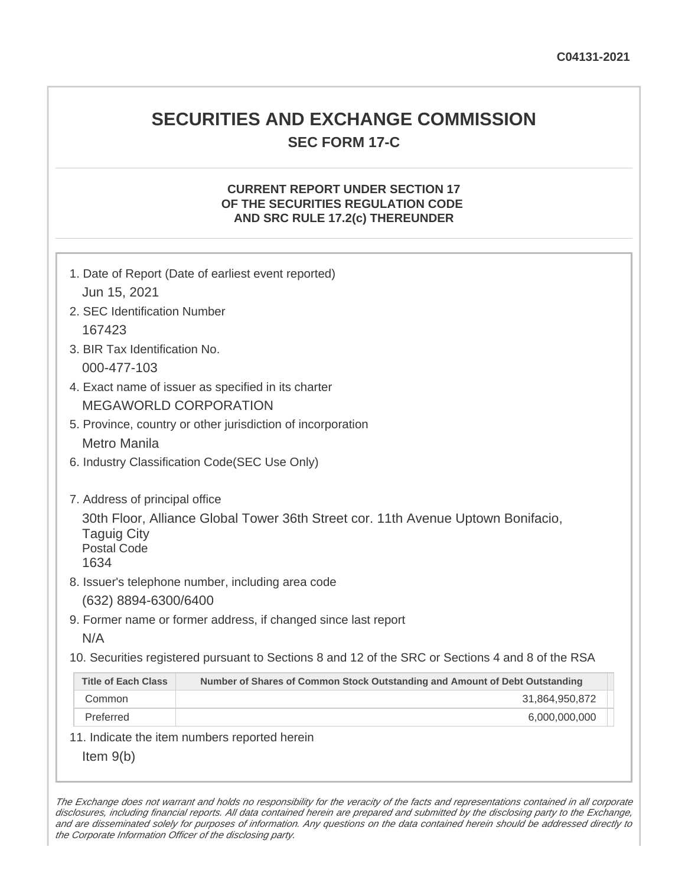C04131-2021

# SECURITIES AND EXCHANGE COMMISSION

## SEC FORM 17-C

### CURRENT REPORT UNDER SECTION 17 OF THE SECURITIES REGULATION CODE AND SRC RULE 17.2(c) THEREUNDER

1. Date of Report (Date of earliest event reported)
   Jun 15, 2021
2. SEC Identification Number
   167423
3. BIR Tax Identification No.
   000-477-103
4. Exact name of issuer as specified in its charter
   MEGAWORLD CORPORATION
5. Province, country or other jurisdiction of incorporation
   Metro Manila
6. Industry Classification Code(SEC Use Only)

7. Address of principal office
   30th Floor, Alliance Global Tower 36th Street cor. 11th Avenue Uptown Bonifacio, Taguig City
   Postal Code
   1634
8. Issuer's telephone number, including area code
   (632) 8894-6300/6400
9. Former name or former address, if changed since last report
   N/A
10. Securities registered pursuant to Sections 8 and 12 of the SRC or Sections 4 and 8 of the RSA

| Title of Each Class | Number of Shares of Common Stock Outstanding and Amount of Debt Outstanding |
|---|---|
| Common | 31,864,950,872 |
| Preferred | 6,000,000,000 |

11. Indicate the item numbers reported herein
    Item 9(b)

*The Exchange does not warrant and holds no responsibility for the veracity of the facts and representations contained in all corporate disclosures, including financial reports. All data contained herein are prepared and submitted by the disclosing party to the Exchange, and are disseminated solely for purposes of information. Any questions on the data contained herein should be addressed directly to the Corporate Information Officer of the disclosing party.*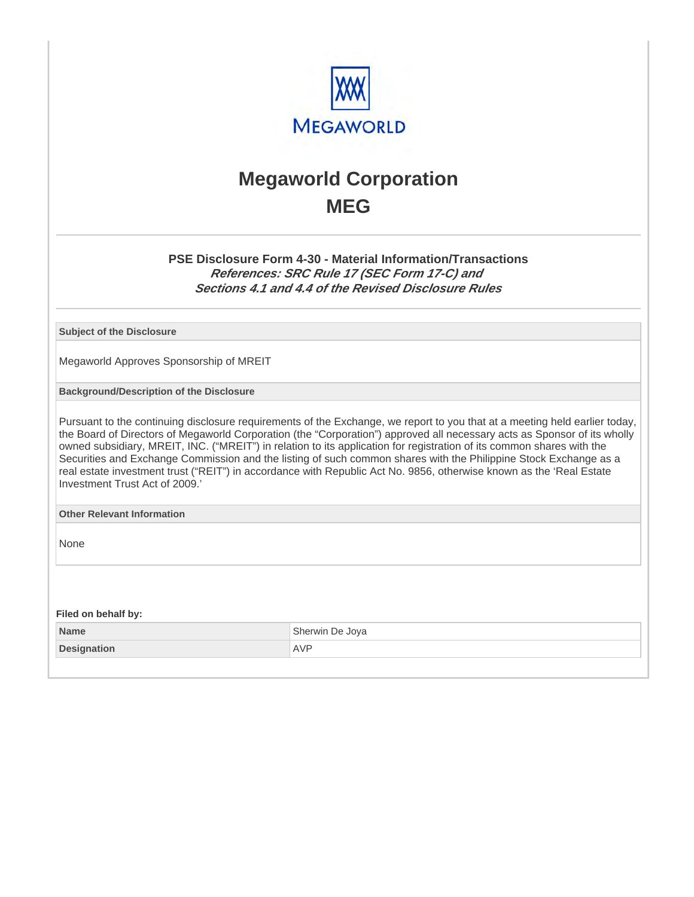# Megaworld Corporation

# MEG

### PSE Disclosure Form 4-30 - Material Information/Transactions

***References: SRC Rule 17 (SEC Form 17-C) and***
***Sections 4.1 and 4.4 of the Revised Disclosure Rules***

**Subject of the Disclosure**

Megaworld Approves Sponsorship of MREIT

**Background/Description of the Disclosure**

Pursuant to the continuing disclosure requirements of the Exchange, we report to you that at a meeting held earlier today, the Board of Directors of Megaworld Corporation (the "Corporation") approved all necessary acts as Sponsor of its wholly owned subsidiary, MREIT, INC. ("MREIT") in relation to its application for registration of its common shares with the Securities and Exchange Commission and the listing of such common shares with the Philippine Stock Exchange as a real estate investment trust ("REIT") in accordance with Republic Act No. 9856, otherwise known as the 'Real Estate Investment Trust Act of 2009.'

**Other Relevant Information**

None

**Filed on behalf by:**

| | |
|---|---|
| **Name** | Sherwin De Joya |
| **Designation** | AVP |